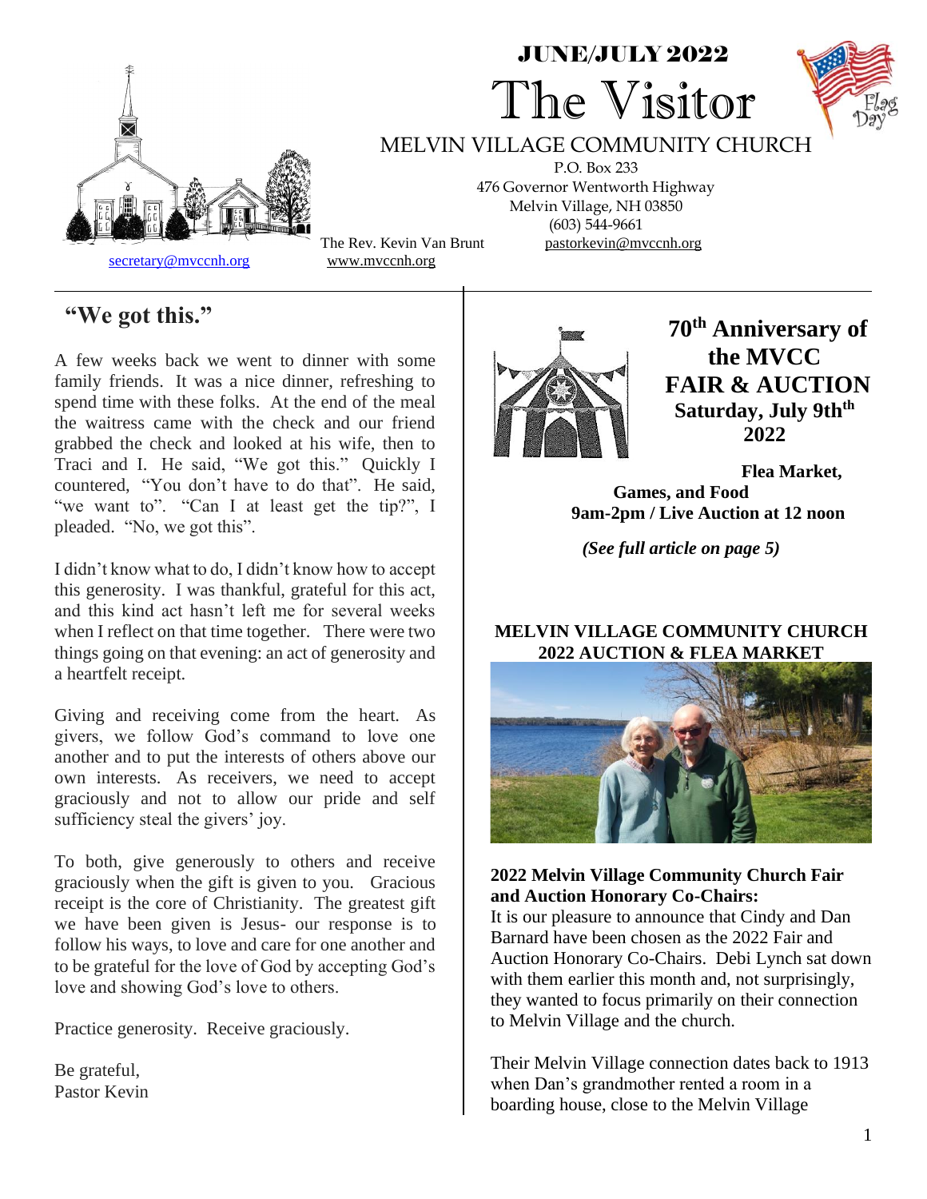JUNE/JULY 2022

# The Visitor

MELVIN VILLAGE COMMUNITY CHURCH

P.O. Box 233
476 Governor Wentworth Highway
Melvin Village, NH 03850
(603) 544-9661

The Rev. Kevin Van Brunt    pastorkevin@mvccnh.org

secretary@mvccnh.org    www.mvccnh.org

## "We got this."

A few weeks back we went to dinner with some family friends. It was a nice dinner, refreshing to spend time with these folks. At the end of the meal the waitress came with the check and our friend grabbed the check and looked at his wife, then to Traci and I. He said, "We got this." Quickly I countered, "You don't have to do that". He said, "we want to". "Can I at least get the tip?", I pleaded. "No, we got this".

I didn't know what to do, I didn't know how to accept this generosity. I was thankful, grateful for this act, and this kind act hasn't left me for several weeks when I reflect on that time together. There were two things going on that evening: an act of generosity and a heartfelt receipt.

Giving and receiving come from the heart. As givers, we follow God's command to love one another and to put the interests of others above our own interests. As receivers, we need to accept graciously and not to allow our pride and self sufficiency steal the givers' joy.

To both, give generously to others and receive graciously when the gift is given to you. Gracious receipt is the core of Christianity. The greatest gift we have been given is Jesus- our response is to follow his ways, to love and care for one another and to be grateful for the love of God by accepting God's love and showing God's love to others.

Practice generosity. Receive graciously.

Be grateful,
Pastor Kevin

## 70th Anniversary of the MVCC FAIR & AUCTION

**Saturday, July 9th 2022**

**Flea Market, Games, and Food**
**9am-2pm / Live Auction at 12 noon**

***(See full article on page 5)***

**MELVIN VILLAGE COMMUNITY CHURCH 2022 AUCTION & FLEA MARKET**

**2022 Melvin Village Community Church Fair and Auction Honorary Co-Chairs:**
It is our pleasure to announce that Cindy and Dan Barnard have been chosen as the 2022 Fair and Auction Honorary Co-Chairs. Debi Lynch sat down with them earlier this month and, not surprisingly, they wanted to focus primarily on their connection to Melvin Village and the church.

Their Melvin Village connection dates back to 1913 when Dan's grandmother rented a room in a boarding house, close to the Melvin Village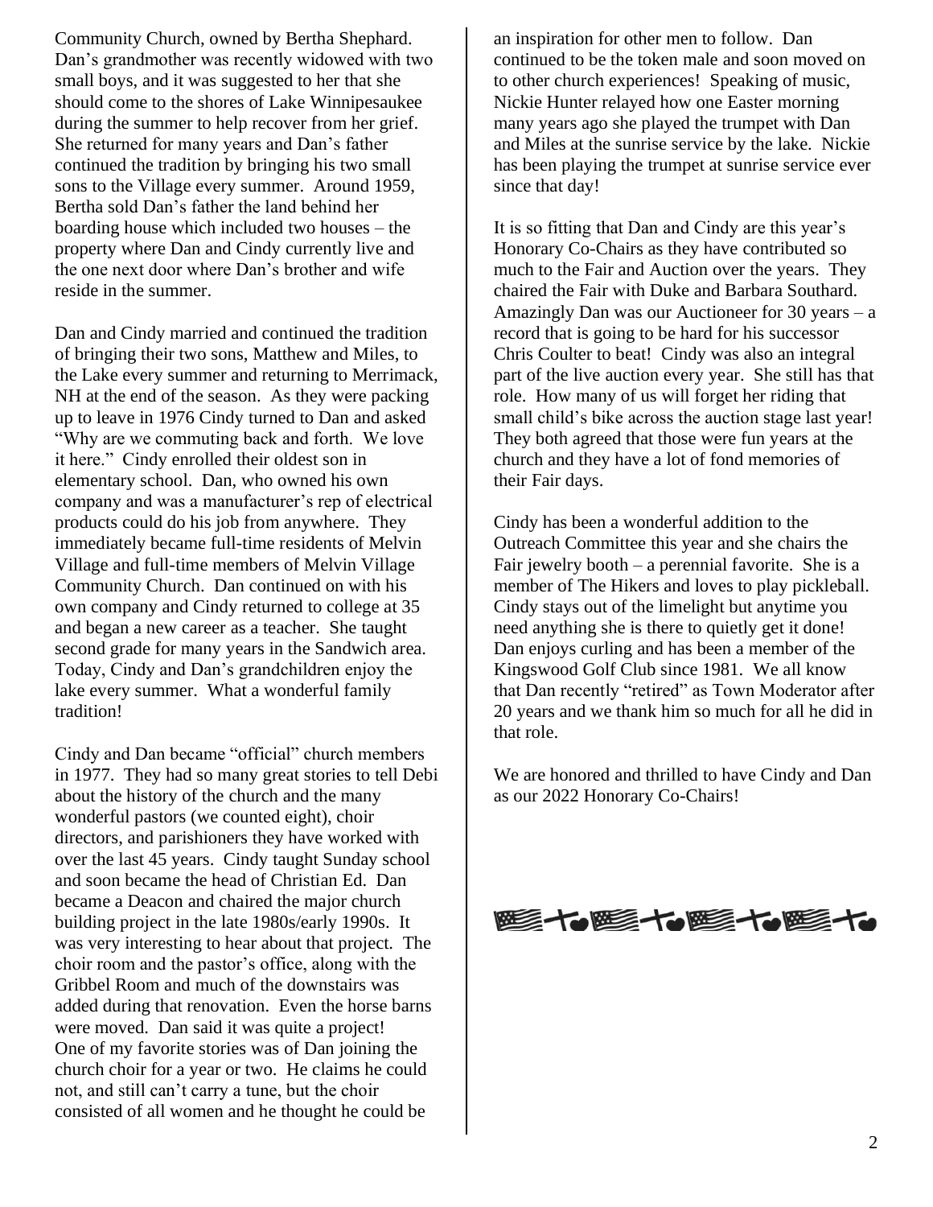Community Church, owned by Bertha Shephard. Dan's grandmother was recently widowed with two small boys, and it was suggested to her that she should come to the shores of Lake Winnipesaukee during the summer to help recover from her grief. She returned for many years and Dan's father continued the tradition by bringing his two small sons to the Village every summer. Around 1959, Bertha sold Dan's father the land behind her boarding house which included two houses – the property where Dan and Cindy currently live and the one next door where Dan's brother and wife reside in the summer.

Dan and Cindy married and continued the tradition of bringing their two sons, Matthew and Miles, to the Lake every summer and returning to Merrimack, NH at the end of the season. As they were packing up to leave in 1976 Cindy turned to Dan and asked "Why are we commuting back and forth. We love it here." Cindy enrolled their oldest son in elementary school. Dan, who owned his own company and was a manufacturer's rep of electrical products could do his job from anywhere. They immediately became full-time residents of Melvin Village and full-time members of Melvin Village Community Church. Dan continued on with his own company and Cindy returned to college at 35 and began a new career as a teacher. She taught second grade for many years in the Sandwich area. Today, Cindy and Dan's grandchildren enjoy the lake every summer. What a wonderful family tradition!

Cindy and Dan became "official" church members in 1977. They had so many great stories to tell Debi about the history of the church and the many wonderful pastors (we counted eight), choir directors, and parishioners they have worked with over the last 45 years. Cindy taught Sunday school and soon became the head of Christian Ed. Dan became a Deacon and chaired the major church building project in the late 1980s/early 1990s. It was very interesting to hear about that project. The choir room and the pastor's office, along with the Gribbel Room and much of the downstairs was added during that renovation. Even the horse barns were moved. Dan said it was quite a project! One of my favorite stories was of Dan joining the church choir for a year or two. He claims he could not, and still can't carry a tune, but the choir consisted of all women and he thought he could be an inspiration for other men to follow. Dan continued to be the token male and soon moved on to other church experiences! Speaking of music, Nickie Hunter relayed how one Easter morning many years ago she played the trumpet with Dan and Miles at the sunrise service by the lake. Nickie has been playing the trumpet at sunrise service ever since that day!

It is so fitting that Dan and Cindy are this year's Honorary Co-Chairs as they have contributed so much to the Fair and Auction over the years. They chaired the Fair with Duke and Barbara Southard. Amazingly Dan was our Auctioneer for 30 years – a record that is going to be hard for his successor Chris Coulter to beat! Cindy was also an integral part of the live auction every year. She still has that role. How many of us will forget her riding that small child's bike across the auction stage last year! They both agreed that those were fun years at the church and they have a lot of fond memories of their Fair days.

Cindy has been a wonderful addition to the Outreach Committee this year and she chairs the Fair jewelry booth – a perennial favorite. She is a member of The Hikers and loves to play pickleball. Cindy stays out of the limelight but anytime you need anything she is there to quietly get it done! Dan enjoys curling and has been a member of the Kingswood Golf Club since 1981. We all know that Dan recently "retired" as Town Moderator after 20 years and we thank him so much for all he did in that role.

We are honored and thrilled to have Cindy and Dan as our 2022 Honorary Co-Chairs!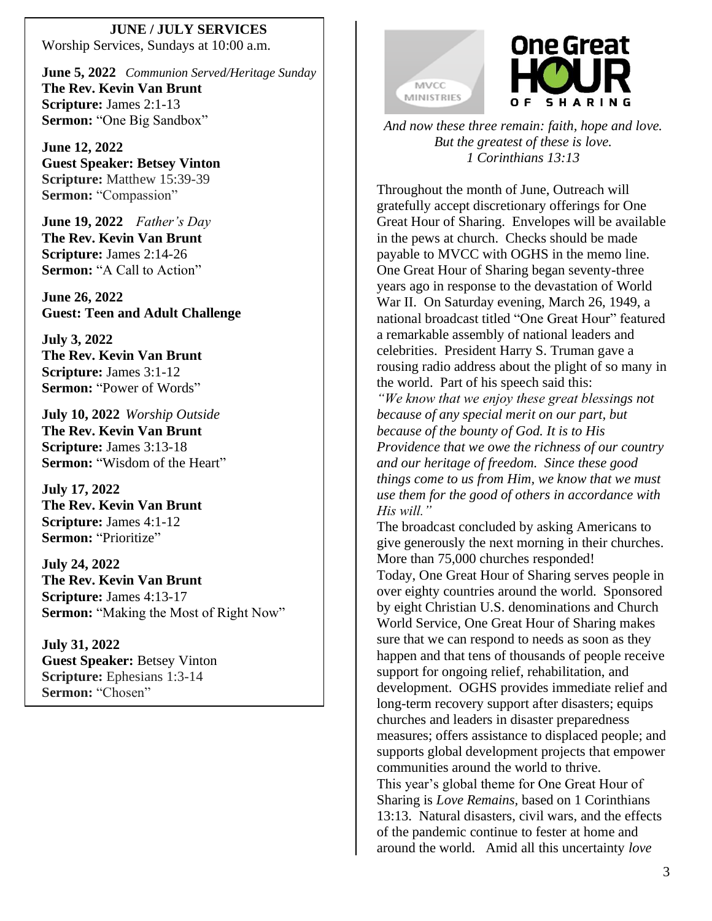## JUNE / JULY SERVICES

Worship Services, Sundays at 10:00 a.m.

**June 5, 2022** *Communion Served/Heritage Sunday*
**The Rev. Kevin Van Brunt**
**Scripture:** James 2:1-13
**Sermon:** "One Big Sandbox"

**June 12, 2022**
**Guest Speaker: Betsey Vinton**
**Scripture:** Matthew 15:39-39
**Sermon:** "Compassion"

**June 19, 2022** *Father's Day*
**The Rev. Kevin Van Brunt**
**Scripture:** James 2:14-26
**Sermon:** "A Call to Action"

**June 26, 2022**
**Guest: Teen and Adult Challenge**

**July 3, 2022**
**The Rev. Kevin Van Brunt**
**Scripture:** James 3:1-12
**Sermon:** "Power of Words"

**July 10, 2022** *Worship Outside*
**The Rev. Kevin Van Brunt**
**Scripture:** James 3:13-18
**Sermon:** "Wisdom of the Heart"

**July 17, 2022**
**The Rev. Kevin Van Brunt**
**Scripture:** James 4:1-12
**Sermon:** "Prioritize"

**July 24, 2022**
**The Rev. Kevin Van Brunt**
**Scripture:** James 4:13-17
**Sermon:** "Making the Most of Right Now"

**July 31, 2022**
**Guest Speaker:** Betsey Vinton
**Scripture:** Ephesians 1:3-14
**Sermon:** "Chosen"

MVCC MINISTRIES

**One Great HOUR OF SHARING**

*And now these three remain: faith, hope and love. But the greatest of these is love.*
*1 Corinthians 13:13*

Throughout the month of June, Outreach will gratefully accept discretionary offerings for One Great Hour of Sharing. Envelopes will be available in the pews at church. Checks should be made payable to MVCC with OGHS in the memo line. One Great Hour of Sharing began seventy-three years ago in response to the devastation of World War II. On Saturday evening, March 26, 1949, a national broadcast titled "One Great Hour" featured a remarkable assembly of national leaders and celebrities. President Harry S. Truman gave a rousing radio address about the plight of so many in the world. Part of his speech said this:

*"We know that we enjoy these great blessings not because of any special merit on our part, but because of the bounty of God. It is to His Providence that we owe the richness of our country and our heritage of freedom. Since these good things come to us from Him, we know that we must use them for the good of others in accordance with His will."*

The broadcast concluded by asking Americans to give generously the next morning in their churches. More than 75,000 churches responded!

Today, One Great Hour of Sharing serves people in over eighty countries around the world. Sponsored by eight Christian U.S. denominations and Church World Service, One Great Hour of Sharing makes sure that we can respond to needs as soon as they happen and that tens of thousands of people receive support for ongoing relief, rehabilitation, and development. OGHS provides immediate relief and long-term recovery support after disasters; equips churches and leaders in disaster preparedness measures; offers assistance to displaced people; and supports global development projects that empower communities around the world to thrive.

This year's global theme for One Great Hour of Sharing is *Love Remains*, based on 1 Corinthians 13:13. Natural disasters, civil wars, and the effects of the pandemic continue to fester at home and around the world. Amid all this uncertainty *love*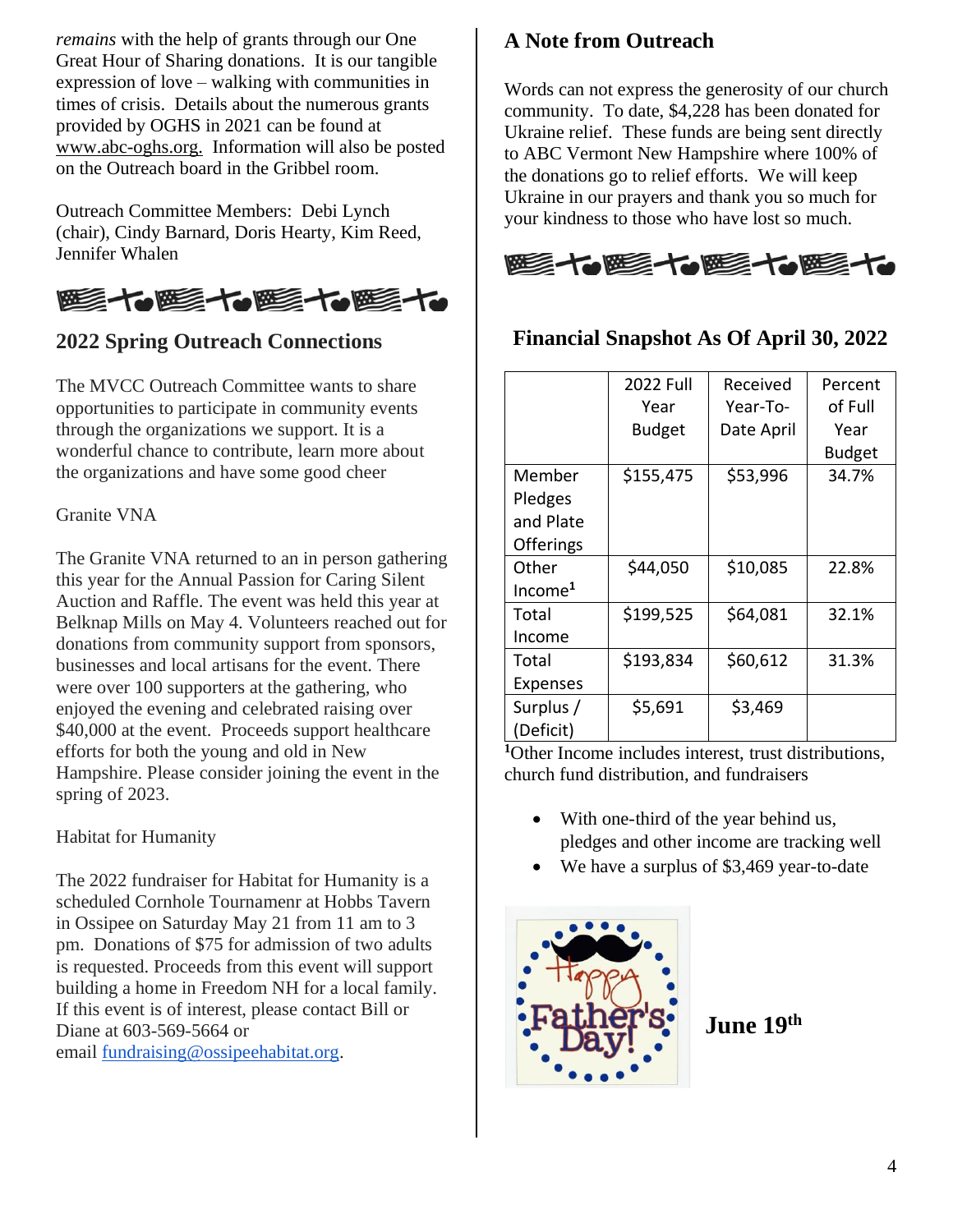*remains* with the help of grants through our One Great Hour of Sharing donations. It is our tangible expression of love – walking with communities in times of crisis. Details about the numerous grants provided by OGHS in 2021 can be found at www.abc-oghs.org. Information will also be posted on the Outreach board in the Gribbel room.

Outreach Committee Members: Debi Lynch (chair), Cindy Barnard, Doris Hearty, Kim Reed, Jennifer Whalen

## 2022 Spring Outreach Connections

The MVCC Outreach Committee wants to share opportunities to participate in community events through the organizations we support. It is a wonderful chance to contribute, learn more about the organizations and have some good cheer

Granite VNA

The Granite VNA returned to an in person gathering this year for the Annual Passion for Caring Silent Auction and Raffle. The event was held this year at Belknap Mills on May 4. Volunteers reached out for donations from community support from sponsors, businesses and local artisans for the event. There were over 100 supporters at the gathering, who enjoyed the evening and celebrated raising over $40,000 at the event. Proceeds support healthcare efforts for both the young and old in New Hampshire. Please consider joining the event in the spring of 2023.

Habitat for Humanity

The 2022 fundraiser for Habitat for Humanity is a scheduled Cornhole Tournamenr at Hobbs Tavern in Ossipee on Saturday May 21 from 11 am to 3 pm. Donations of $75 for admission of two adults is requested. Proceeds from this event will support building a home in Freedom NH for a local family. If this event is of interest, please contact Bill or Diane at 603-569-5664 or email fundraising@ossipeehabitat.org.

## A Note from Outreach

Words can not express the generosity of our church community. To date, $4,228 has been donated for Ukraine relief. These funds are being sent directly to ABC Vermont New Hampshire where 100% of the donations go to relief efforts. We will keep Ukraine in our prayers and thank you so much for your kindness to those who have lost so much.

## Financial Snapshot As Of April 30, 2022

| | 2022 Full Year Budget | Received Year-To-Date April | Percent of Full Year Budget |
|---|---|---|---|
| Member Pledges and Plate Offerings | $155,475 | $53,996 | 34.7% |
| Other Income[1] | $44,050 | $10,085 | 22.8% |
| Total Income | $199,525 | $64,081 | 32.1% |
| Total Expenses | $193,834 | $60,612 | 31.3% |
| Surplus / (Deficit) | $5,691 | $3,469 | |

[1]Other Income includes interest, trust distributions, church fund distribution, and fundraisers

- With one-third of the year behind us, pledges and other income are tracking well
- We have a surplus of $3,469 year-to-date

**June 19th**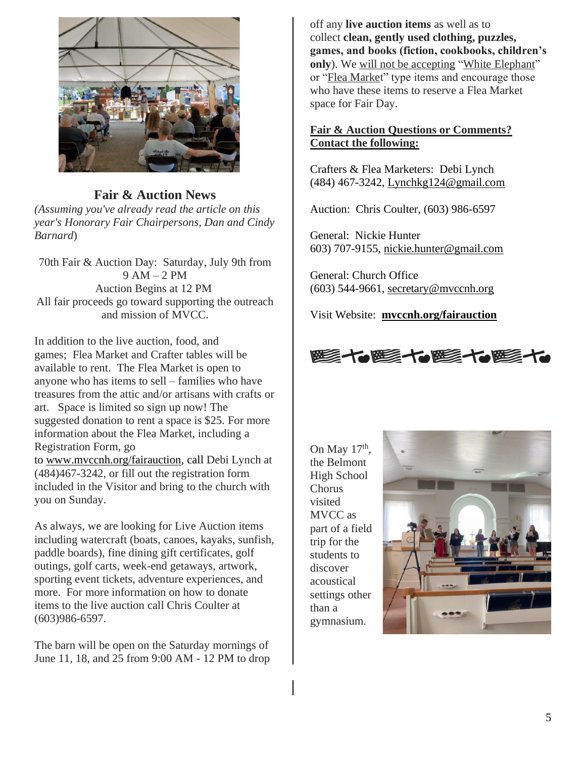## Fair & Auction News

*(Assuming you've already read the article on this year's Honorary Fair Chairpersons, Dan and Cindy Barnard)*

70th Fair & Auction Day: Saturday, July 9th from 9 AM – 2 PM
Auction Begins at 12 PM
All fair proceeds go toward supporting the outreach and mission of MVCC.

In addition to the live auction, food, and games; Flea Market and Crafter tables will be available to rent. The Flea Market is open to anyone who has items to sell – families who have treasures from the attic and/or artisans with crafts or art. Space is limited so sign up now! The suggested donation to rent a space is $25. For more information about the Flea Market, including a Registration Form, go to www.mvccnh.org/fairauction, call Debi Lynch at (484)467-3242, or fill out the registration form included in the Visitor and bring to the church with you on Sunday.

As always, we are looking for Live Auction items including watercraft (boats, canoes, kayaks, sunfish, paddle boards), fine dining gift certificates, golf outings, golf carts, week-end getaways, artwork, sporting event tickets, adventure experiences, and more. For more information on how to donate items to the live auction call Chris Coulter at (603)986-6597.

The barn will be open on the Saturday mornings of June 11, 18, and 25 from 9:00 AM - 12 PM to drop off any **live auction items** as well as to collect **clean, gently used clothing, puzzles, games, and books (fiction, cookbooks, children's only**). We will not be accepting "White Elephant" or "Flea Market" type items and encourage those who have these items to reserve a Flea Market space for Fair Day.

**Fair & Auction Questions or Comments? Contact the following:**

Crafters & Flea Marketers: Debi Lynch (484) 467-3242, Lynchkg124@gmail.com

Auction: Chris Coulter, (603) 986-6597

General: Nickie Hunter
603) 707-9155, nickie.hunter@gmail.com

General: Church Office
(603) 544-9661, secretary@mvccnh.org

Visit Website: **mvccnh.org/fairauction**

On May 17th, the Belmont High School Chorus visited MVCC as part of a field trip for the students to discover acoustical settings other than a gymnasium.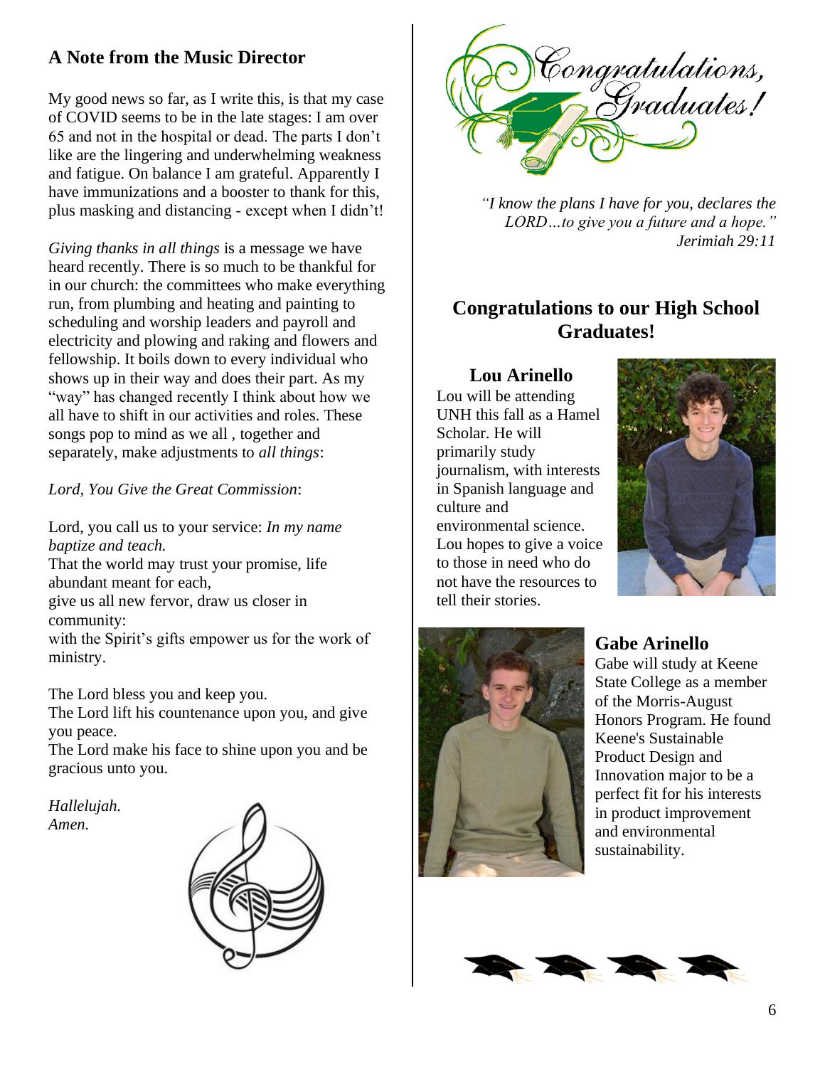## A Note from the Music Director

My good news so far, as I write this, is that my case of COVID seems to be in the late stages: I am over 65 and not in the hospital or dead. The parts I don't like are the lingering and underwhelming weakness and fatigue. On balance I am grateful. Apparently I have immunizations and a booster to thank for this, plus masking and distancing - except when I didn't!

*Giving thanks in all things* is a message we have heard recently. There is so much to be thankful for in our church: the committees who make everything run, from plumbing and heating and painting to scheduling and worship leaders and payroll and electricity and plowing and raking and flowers and fellowship. It boils down to every individual who shows up in their way and does their part. As my "way" has changed recently I think about how we all have to shift in our activities and roles. These songs pop to mind as we all , together and separately, make adjustments to *all things*:

*Lord, You Give the Great Commission*:

Lord, you call us to your service: *In my name baptize and teach.*
That the world may trust your promise, life abundant meant for each,
give us all new fervor, draw us closer in community:
with the Spirit's gifts empower us for the work of ministry.

The Lord bless you and keep you.
The Lord lift his countenance upon you, and give you peace.
The Lord make his face to shine upon you and be gracious unto you.

*Hallelujah.*
*Amen.*

Congratulations, Graduates!

*"I know the plans I have for you, declares the LORD…to give you a future and a hope."*
*Jerimiah 29:11*

## Congratulations to our High School Graduates!

### Lou Arinello

Lou will be attending UNH this fall as a Hamel Scholar. He will primarily study journalism, with interests in Spanish language and culture and environmental science. Lou hopes to give a voice to those in need who do not have the resources to tell their stories.

### Gabe Arinello

Gabe will study at Keene State College as a member of the Morris-August Honors Program. He found Keene's Sustainable Product Design and Innovation major to be a perfect fit for his interests in product improvement and environmental sustainability.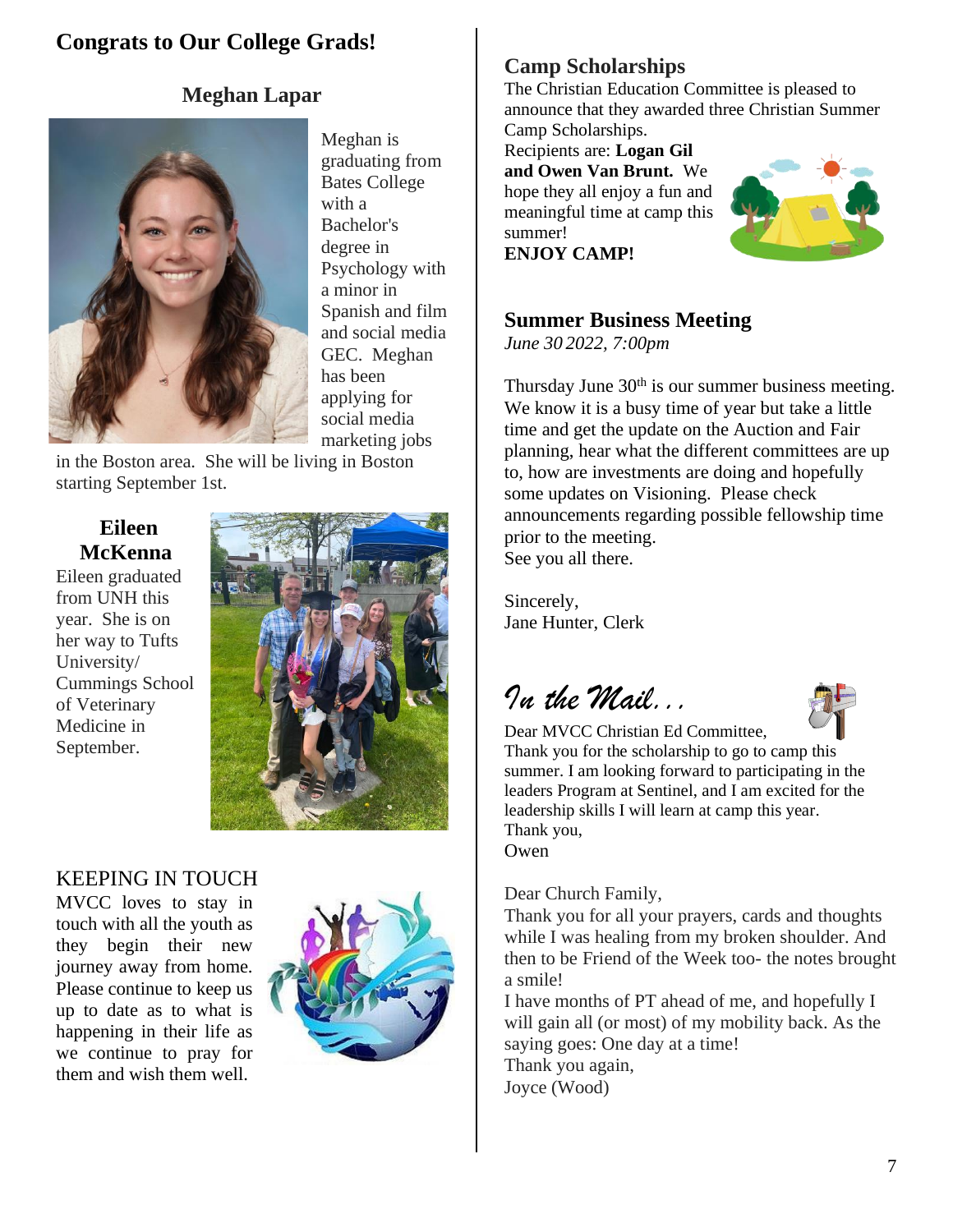## Congrats to Our College Grads!

### Meghan Lapar

Meghan is graduating from Bates College with a Bachelor's degree in Psychology with a minor in Spanish and film and social media GEC. Meghan has been applying for social media marketing jobs in the Boston area. She will be living in Boston starting September 1st.

### Eileen McKenna

Eileen graduated from UNH this year. She is on her way to Tufts University/ Cummings School of Veterinary Medicine in September.

## KEEPING IN TOUCH

MVCC loves to stay in touch with all the youth as they begin their new journey away from home. Please continue to keep us up to date as to what is happening in their life as we continue to pray for them and wish them well.

## Camp Scholarships

The Christian Education Committee is pleased to announce that they awarded three Christian Summer Camp Scholarships.

Recipients are: **Logan Gil and Owen Van Brunt.** We hope they all enjoy a fun and meaningful time at camp this summer!

**ENJOY CAMP!**

## Summer Business Meeting

*June 30 2022, 7:00pm*

Thursday June 30th is our summer business meeting. We know it is a busy time of year but take a little time and get the update on the Auction and Fair planning, hear what the different committees are up to, how are investments are doing and hopefully some updates on Visioning. Please check announcements regarding possible fellowship time prior to the meeting.
See you all there.

Sincerely,
Jane Hunter, Clerk

## *In the Mail...*

Dear MVCC Christian Ed Committee,
Thank you for the scholarship to go to camp this summer. I am looking forward to participating in the leaders Program at Sentinel, and I am excited for the leadership skills I will learn at camp this year.
Thank you,
Owen

Dear Church Family,
Thank you for all your prayers, cards and thoughts while I was healing from my broken shoulder. And then to be Friend of the Week too- the notes brought a smile!
I have months of PT ahead of me, and hopefully I will gain all (or most) of my mobility back. As the saying goes: One day at a time!
Thank you again,
Joyce (Wood)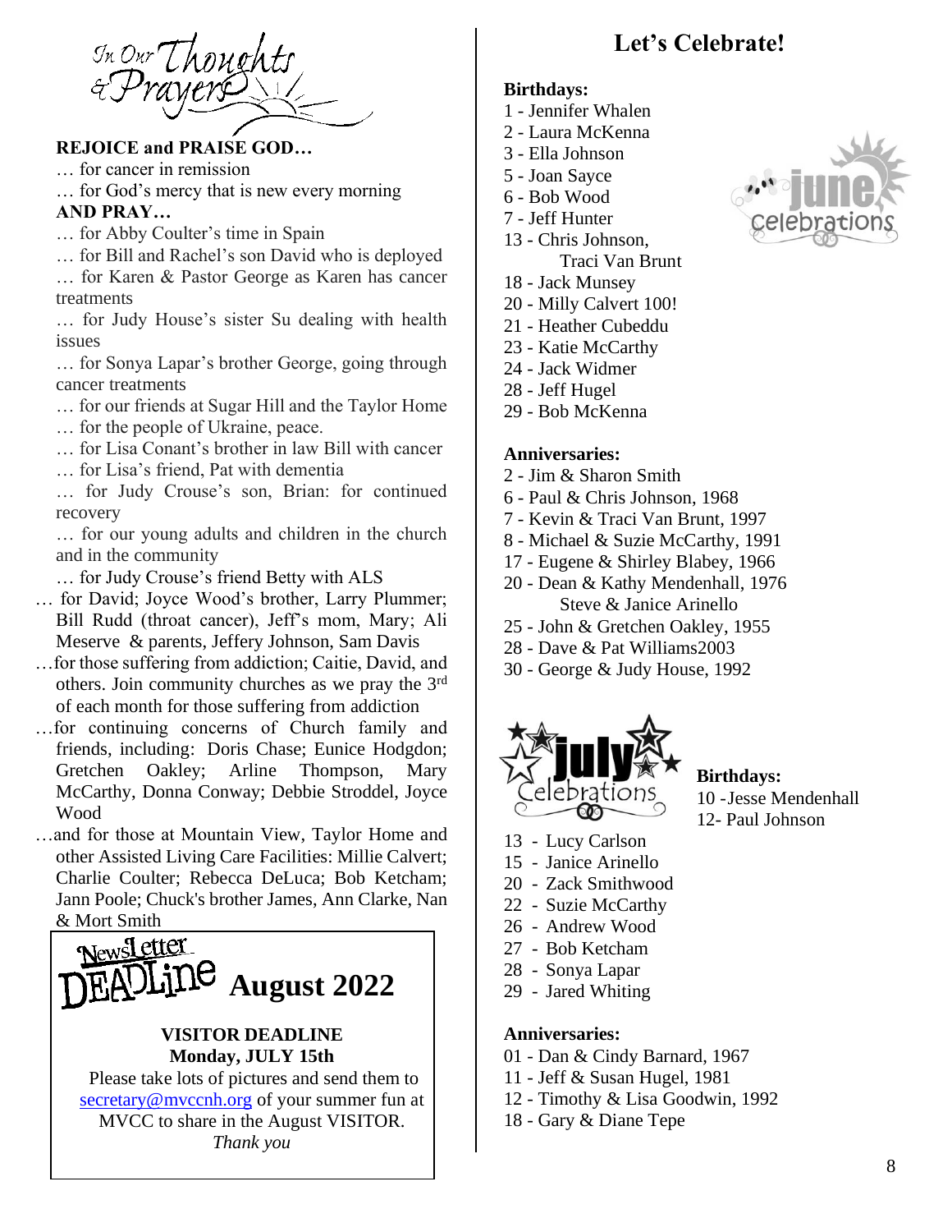## In Our Thoughts & Prayers

**REJOICE and PRAISE GOD…**

… for cancer in remission

… for God's mercy that is new every morning

**AND PRAY…**

… for Abby Coulter's time in Spain

… for Bill and Rachel's son David who is deployed

… for Karen & Pastor George as Karen has cancer treatments

… for Judy House's sister Su dealing with health issues

… for Sonya Lapar's brother George, going through cancer treatments

… for our friends at Sugar Hill and the Taylor Home

… for the people of Ukraine, peace.

… for Lisa Conant's brother in law Bill with cancer

… for Lisa's friend, Pat with dementia

… for Judy Crouse's son, Brian: for continued recovery

… for our young adults and children in the church and in the community

… for Judy Crouse's friend Betty with ALS

… for David; Joyce Wood's brother, Larry Plummer; Bill Rudd (throat cancer), Jeff's mom, Mary; Ali Meserve & parents, Jeffery Johnson, Sam Davis

…for those suffering from addiction; Caitie, David, and others. Join community churches as we pray the 3rd of each month for those suffering from addiction

…for continuing concerns of Church family and friends, including: Doris Chase; Eunice Hodgdon; Gretchen Oakley; Arline Thompson, Mary McCarthy, Donna Conway; Debbie Stroddel, Joyce Wood

…and for those at Mountain View, Taylor Home and other Assisted Living Care Facilities: Millie Calvert; Charlie Coulter; Rebecca DeLuca; Bob Ketcham; Jann Poole; Chuck's brother James, Ann Clarke, Nan & Mort Smith

## NewsLetter DEADLine August 2022

**VISITOR DEADLINE**
**Monday, JULY 15th**

Please take lots of pictures and send them to secretary@mvccnh.org of your summer fun at MVCC to share in the August VISITOR.
*Thank you*

# Let's Celebrate!

## June Celebrations

**Birthdays:**

1 - Jennifer Whalen
2 - Laura McKenna
3 - Ella Johnson
5 - Joan Sayce
6 - Bob Wood
7 - Jeff Hunter
13 - Chris Johnson, Traci Van Brunt
18 - Jack Munsey
20 - Milly Calvert 100!
21 - Heather Cubeddu
23 - Katie McCarthy
24 - Jack Widmer
28 - Jeff Hugel
29 - Bob McKenna

**Anniversaries:**

2 - Jim & Sharon Smith
6 - Paul & Chris Johnson, 1968
7 - Kevin & Traci Van Brunt, 1997
8 - Michael & Suzie McCarthy, 1991
17 - Eugene & Shirley Blabey, 1966
20 - Dean & Kathy Mendenhall, 1976; Steve & Janice Arinello
25 - John & Gretchen Oakley, 1955
28 - Dave & Pat Williams2003
30 - George & Judy House, 1992

## July Celebrations

**Birthdays:**

10 -Jesse Mendenhall
12- Paul Johnson
13 - Lucy Carlson
15 - Janice Arinello
20 - Zack Smithwood
22 - Suzie McCarthy
26 - Andrew Wood
27 - Bob Ketcham
28 - Sonya Lapar
29 - Jared Whiting

**Anniversaries:**

01 - Dan & Cindy Barnard, 1967
11 - Jeff & Susan Hugel, 1981
12 - Timothy & Lisa Goodwin, 1992
18 - Gary & Diane Tepe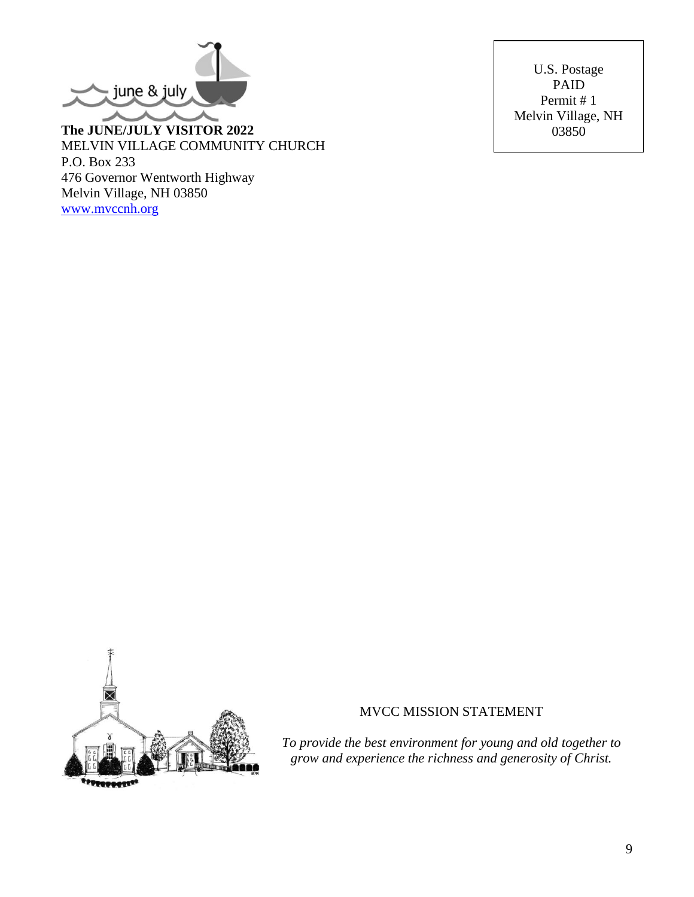june & july

**The JUNE/JULY VISITOR 2022**
MELVIN VILLAGE COMMUNITY CHURCH
P.O. Box 233
476 Governor Wentworth Highway
Melvin Village, NH 03850
[www.mvccnh.org](http://www.mvccnh.org)

U.S. Postage
PAID
Permit # 1
Melvin Village, NH
03850

MVCC MISSION STATEMENT

*To provide the best environment for young and old together to grow and experience the richness and generosity of Christ.*